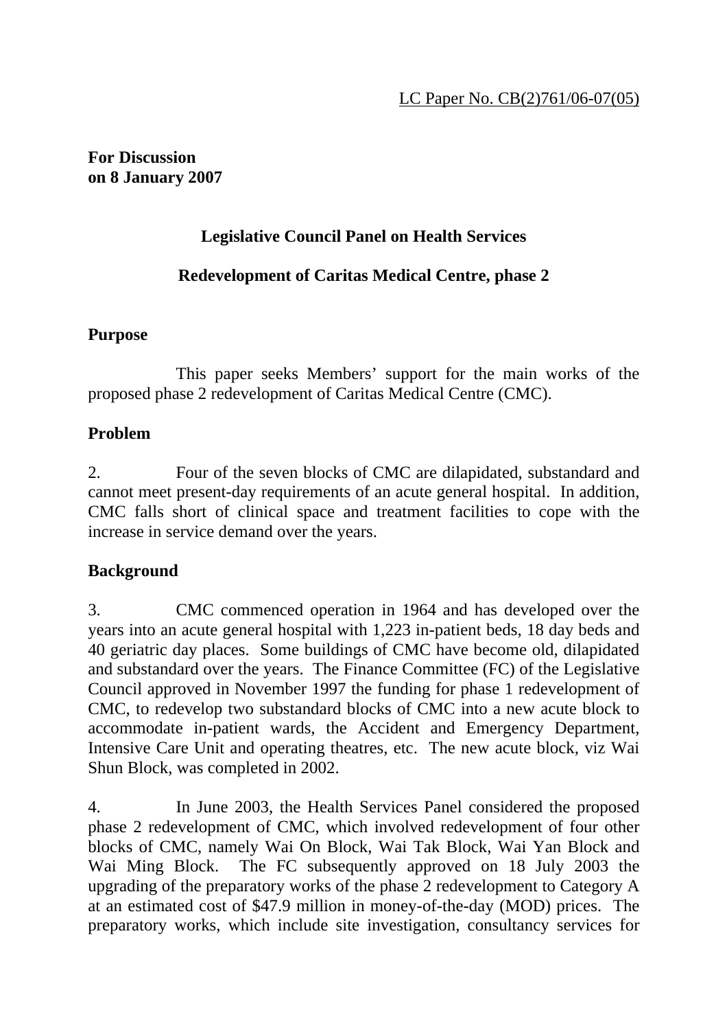LC Paper No. CB(2)761/06-07(05)

**For Discussion**
**on 8 January 2007**

## Legislative Council Panel on Health Services

## Redevelopment of Caritas Medical Centre, phase 2

### Purpose

This paper seeks Members' support for the main works of the proposed phase 2 redevelopment of Caritas Medical Centre (CMC).

### Problem

2. Four of the seven blocks of CMC are dilapidated, substandard and cannot meet present-day requirements of an acute general hospital. In addition, CMC falls short of clinical space and treatment facilities to cope with the increase in service demand over the years.

### Background

3. CMC commenced operation in 1964 and has developed over the years into an acute general hospital with 1,223 in-patient beds, 18 day beds and 40 geriatric day places. Some buildings of CMC have become old, dilapidated and substandard over the years. The Finance Committee (FC) of the Legislative Council approved in November 1997 the funding for phase 1 redevelopment of CMC, to redevelop two substandard blocks of CMC into a new acute block to accommodate in-patient wards, the Accident and Emergency Department, Intensive Care Unit and operating theatres, etc. The new acute block, viz Wai Shun Block, was completed in 2002.

4. In June 2003, the Health Services Panel considered the proposed phase 2 redevelopment of CMC, which involved redevelopment of four other blocks of CMC, namely Wai On Block, Wai Tak Block, Wai Yan Block and Wai Ming Block. The FC subsequently approved on 18 July 2003 the upgrading of the preparatory works of the phase 2 redevelopment to Category A at an estimated cost of $47.9 million in money-of-the-day (MOD) prices. The preparatory works, which include site investigation, consultancy services for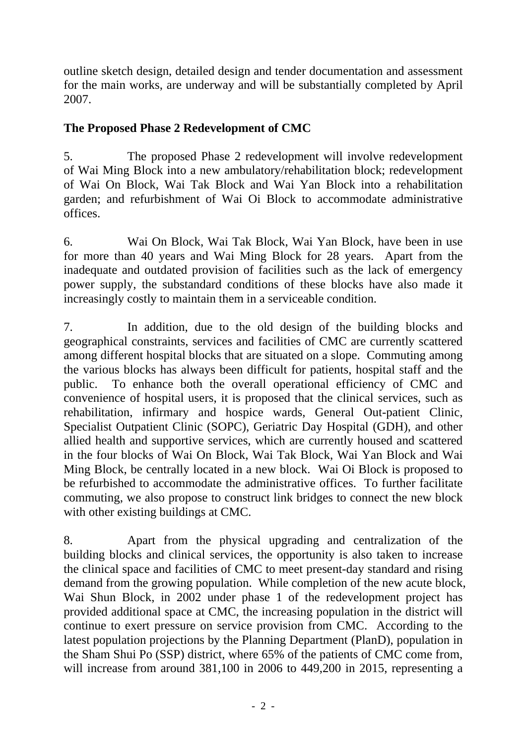outline sketch design, detailed design and tender documentation and assessment for the main works, are underway and will be substantially completed by April 2007.

**The Proposed Phase 2 Redevelopment of CMC**

5. The proposed Phase 2 redevelopment will involve redevelopment of Wai Ming Block into a new ambulatory/rehabilitation block; redevelopment of Wai On Block, Wai Tak Block and Wai Yan Block into a rehabilitation garden; and refurbishment of Wai Oi Block to accommodate administrative offices.

6. Wai On Block, Wai Tak Block, Wai Yan Block, have been in use for more than 40 years and Wai Ming Block for 28 years. Apart from the inadequate and outdated provision of facilities such as the lack of emergency power supply, the substandard conditions of these blocks have also made it increasingly costly to maintain them in a serviceable condition.

7. In addition, due to the old design of the building blocks and geographical constraints, services and facilities of CMC are currently scattered among different hospital blocks that are situated on a slope. Commuting among the various blocks has always been difficult for patients, hospital staff and the public. To enhance both the overall operational efficiency of CMC and convenience of hospital users, it is proposed that the clinical services, such as rehabilitation, infirmary and hospice wards, General Out-patient Clinic, Specialist Outpatient Clinic (SOPC), Geriatric Day Hospital (GDH), and other allied health and supportive services, which are currently housed and scattered in the four blocks of Wai On Block, Wai Tak Block, Wai Yan Block and Wai Ming Block, be centrally located in a new block. Wai Oi Block is proposed to be refurbished to accommodate the administrative offices. To further facilitate commuting, we also propose to construct link bridges to connect the new block with other existing buildings at CMC.

8. Apart from the physical upgrading and centralization of the building blocks and clinical services, the opportunity is also taken to increase the clinical space and facilities of CMC to meet present-day standard and rising demand from the growing population. While completion of the new acute block, Wai Shun Block, in 2002 under phase 1 of the redevelopment project has provided additional space at CMC, the increasing population in the district will continue to exert pressure on service provision from CMC. According to the latest population projections by the Planning Department (PlanD), population in the Sham Shui Po (SSP) district, where 65% of the patients of CMC come from, will increase from around 381,100 in 2006 to 449,200 in 2015, representing a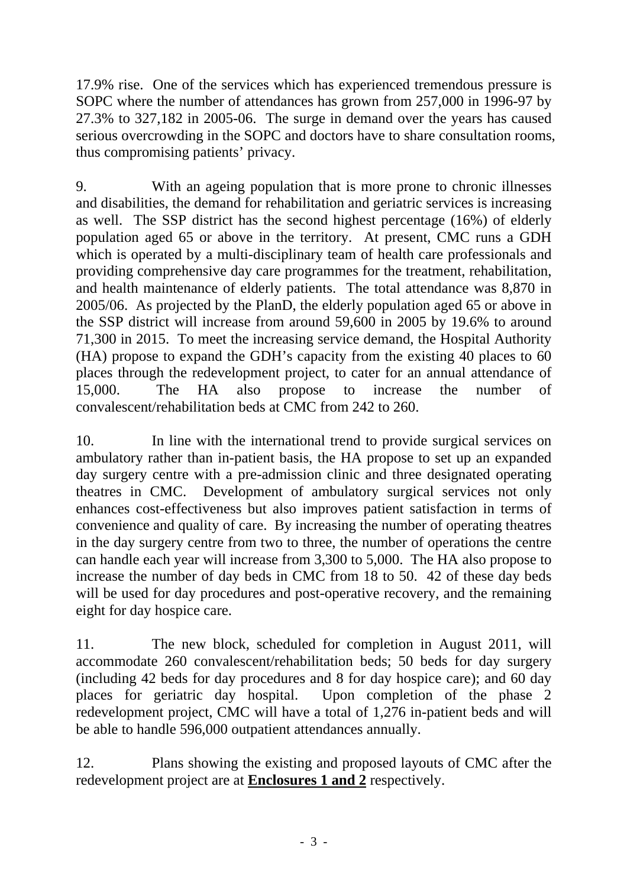17.9% rise. One of the services which has experienced tremendous pressure is SOPC where the number of attendances has grown from 257,000 in 1996-97 by 27.3% to 327,182 in 2005-06. The surge in demand over the years has caused serious overcrowding in the SOPC and doctors have to share consultation rooms, thus compromising patients' privacy.

9. With an ageing population that is more prone to chronic illnesses and disabilities, the demand for rehabilitation and geriatric services is increasing as well. The SSP district has the second highest percentage (16%) of elderly population aged 65 or above in the territory. At present, CMC runs a GDH which is operated by a multi-disciplinary team of health care professionals and providing comprehensive day care programmes for the treatment, rehabilitation, and health maintenance of elderly patients. The total attendance was 8,870 in 2005/06. As projected by the PlanD, the elderly population aged 65 or above in the SSP district will increase from around 59,600 in 2005 by 19.6% to around 71,300 in 2015. To meet the increasing service demand, the Hospital Authority (HA) propose to expand the GDH's capacity from the existing 40 places to 60 places through the redevelopment project, to cater for an annual attendance of 15,000. The HA also propose to increase the number of convalescent/rehabilitation beds at CMC from 242 to 260.

10. In line with the international trend to provide surgical services on ambulatory rather than in-patient basis, the HA propose to set up an expanded day surgery centre with a pre-admission clinic and three designated operating theatres in CMC. Development of ambulatory surgical services not only enhances cost-effectiveness but also improves patient satisfaction in terms of convenience and quality of care. By increasing the number of operating theatres in the day surgery centre from two to three, the number of operations the centre can handle each year will increase from 3,300 to 5,000. The HA also propose to increase the number of day beds in CMC from 18 to 50. 42 of these day beds will be used for day procedures and post-operative recovery, and the remaining eight for day hospice care.

11. The new block, scheduled for completion in August 2011, will accommodate 260 convalescent/rehabilitation beds; 50 beds for day surgery (including 42 beds for day procedures and 8 for day hospice care); and 60 day places for geriatric day hospital. Upon completion of the phase 2 redevelopment project, CMC will have a total of 1,276 in-patient beds and will be able to handle 596,000 outpatient attendances annually.

12. Plans showing the existing and proposed layouts of CMC after the redevelopment project are at **Enclosures 1 and 2** respectively.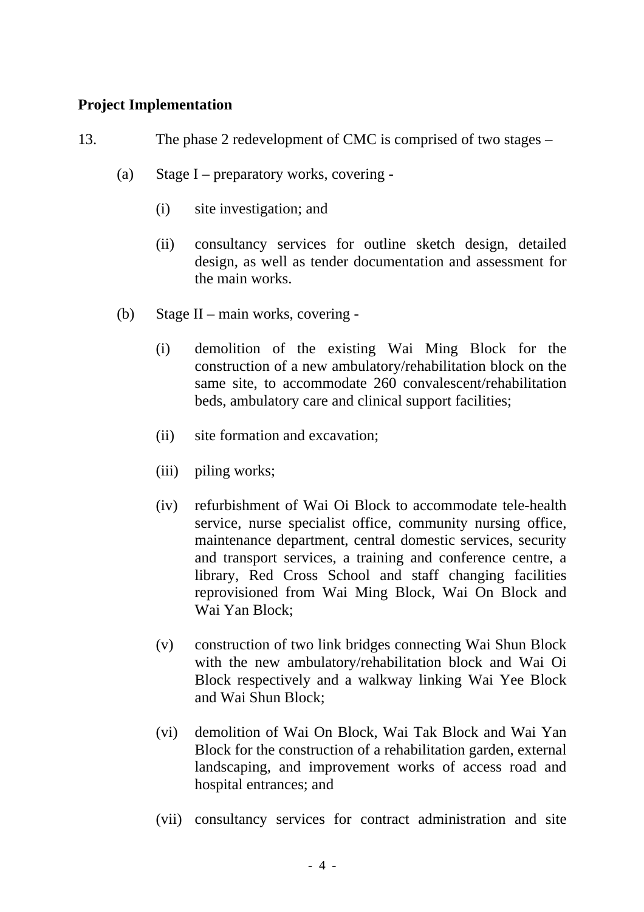**Project Implementation**

13. The phase 2 redevelopment of CMC is comprised of two stages –

(a) Stage I – preparatory works, covering -

(i) site investigation; and

(ii) consultancy services for outline sketch design, detailed design, as well as tender documentation and assessment for the main works.

(b) Stage II – main works, covering -

(i) demolition of the existing Wai Ming Block for the construction of a new ambulatory/rehabilitation block on the same site, to accommodate 260 convalescent/rehabilitation beds, ambulatory care and clinical support facilities;

(ii) site formation and excavation;

(iii) piling works;

(iv) refurbishment of Wai Oi Block to accommodate tele-health service, nurse specialist office, community nursing office, maintenance department, central domestic services, security and transport services, a training and conference centre, a library, Red Cross School and staff changing facilities reprovisioned from Wai Ming Block, Wai On Block and Wai Yan Block;

(v) construction of two link bridges connecting Wai Shun Block with the new ambulatory/rehabilitation block and Wai Oi Block respectively and a walkway linking Wai Yee Block and Wai Shun Block;

(vi) demolition of Wai On Block, Wai Tak Block and Wai Yan Block for the construction of a rehabilitation garden, external landscaping, and improvement works of access road and hospital entrances; and

(vii) consultancy services for contract administration and site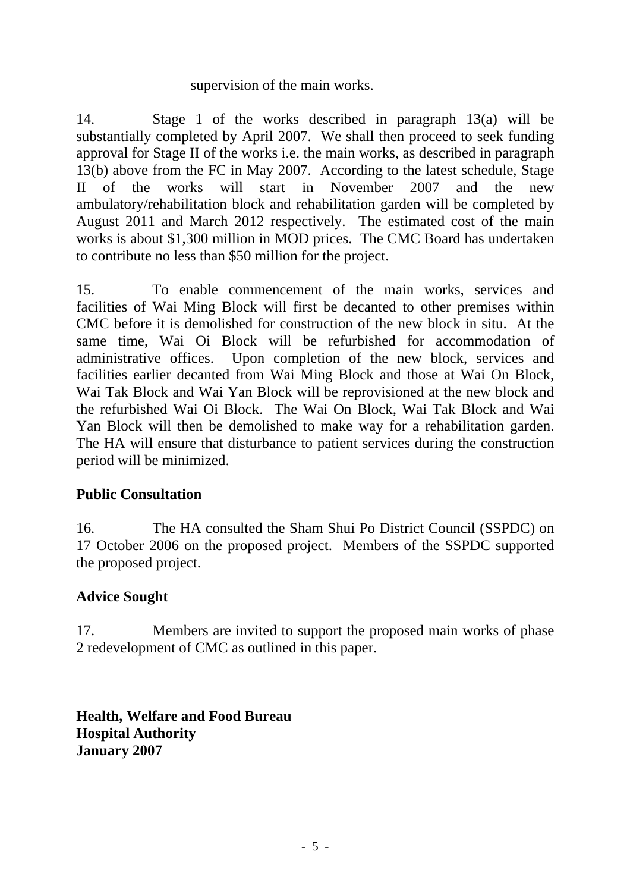supervision of the main works.

14. Stage 1 of the works described in paragraph 13(a) will be substantially completed by April 2007. We shall then proceed to seek funding approval for Stage II of the works i.e. the main works, as described in paragraph 13(b) above from the FC in May 2007. According to the latest schedule, Stage II of the works will start in November 2007 and the new ambulatory/rehabilitation block and rehabilitation garden will be completed by August 2011 and March 2012 respectively. The estimated cost of the main works is about $1,300 million in MOD prices. The CMC Board has undertaken to contribute no less than $50 million for the project.

15. To enable commencement of the main works, services and facilities of Wai Ming Block will first be decanted to other premises within CMC before it is demolished for construction of the new block in situ. At the same time, Wai Oi Block will be refurbished for accommodation of administrative offices. Upon completion of the new block, services and facilities earlier decanted from Wai Ming Block and those at Wai On Block, Wai Tak Block and Wai Yan Block will be reprovisioned at the new block and the refurbished Wai Oi Block. The Wai On Block, Wai Tak Block and Wai Yan Block will then be demolished to make way for a rehabilitation garden. The HA will ensure that disturbance to patient services during the construction period will be minimized.

## Public Consultation

16. The HA consulted the Sham Shui Po District Council (SSPDC) on 17 October 2006 on the proposed project. Members of the SSPDC supported the proposed project.

## Advice Sought

17. Members are invited to support the proposed main works of phase 2 redevelopment of CMC as outlined in this paper.

**Health, Welfare and Food Bureau**
**Hospital Authority**
**January 2007**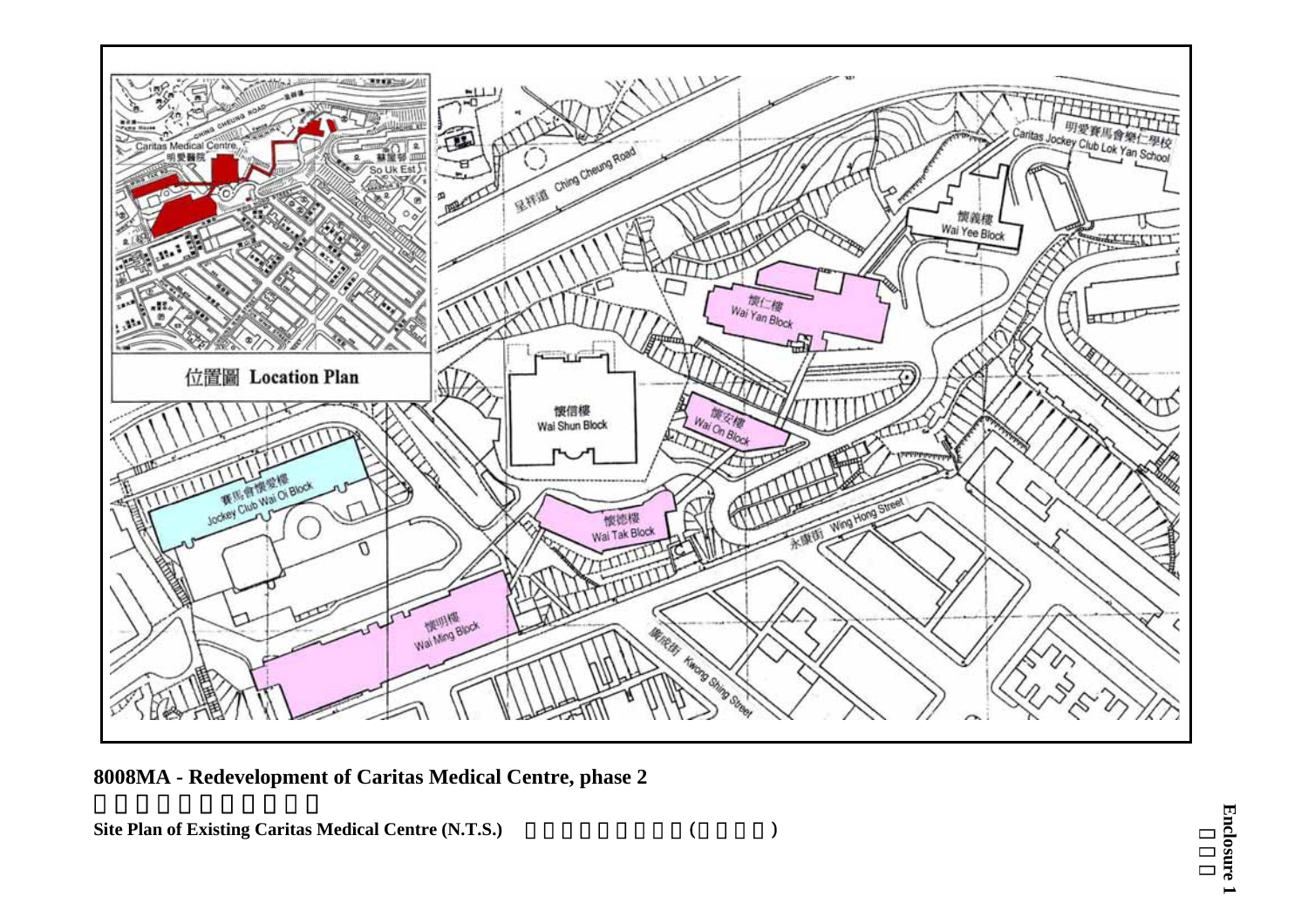**8008MA - Redevelopment of Caritas Medical Centre, phase 2**

**Site Plan of Existing Caritas Medical Centre (N.T.S.)**

**Enclosure 1**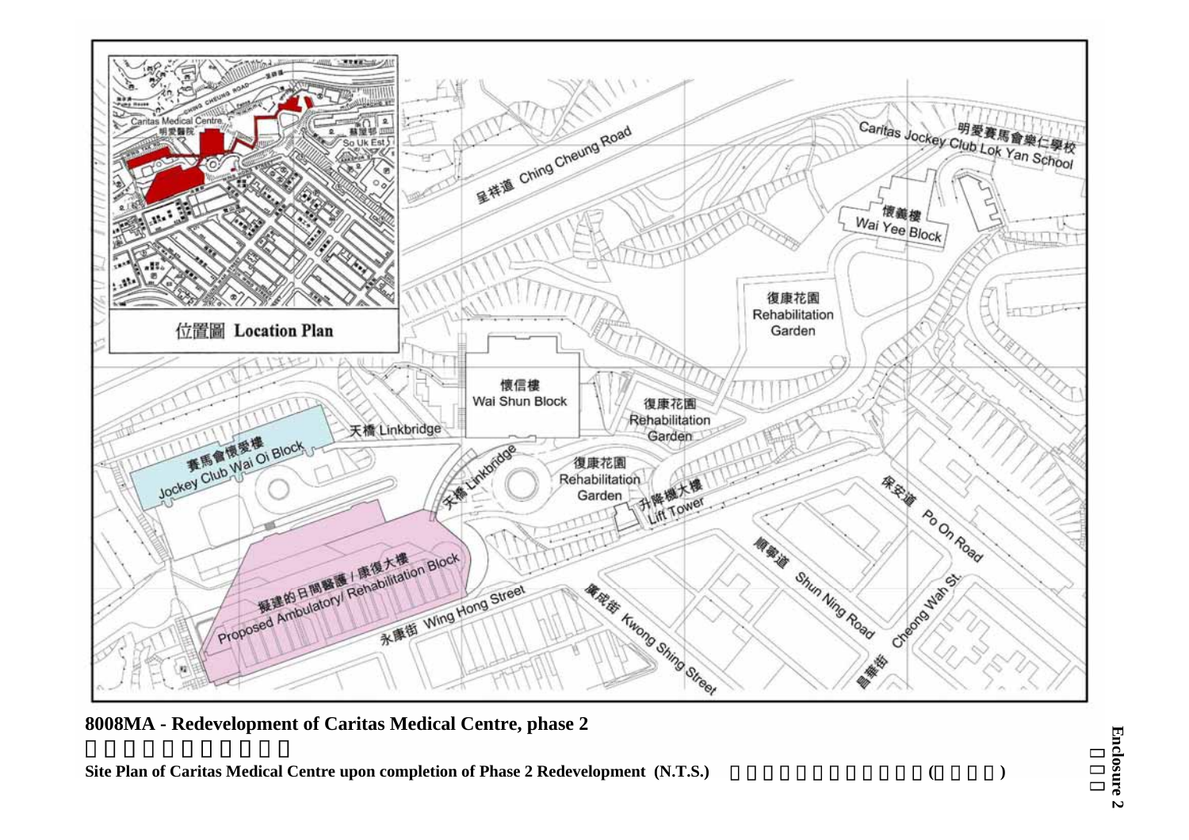位置圖 Location Plan

呈祥道 Ching Cheung Road

明愛賽馬會樂仁學校 Caritas Jockey Club Lok Yan School

懷義樓 Wai Yee Block

復康花園 Rehabilitation Garden

懷信樓 Wai Shun Block

天橋 Linkbridge

賽馬會懷愛樓 Jockey Club Wai Oi Block

升降機大樓 Lift Tower

擬建的日間醫護／康復大樓 Proposed Ambulatory/ Rehabilitation Block

永康街 Wing Hong Street

廣成街 Kwong Shing Street

順寧道 Shun Ning Road

保安道 Po On Road

昌華街 Cheong Wah St.

**8008MA - Redevelopment of Caritas Medical Centre, phase 2**

**Site Plan of Caritas Medical Centre upon completion of Phase 2 Redevelopment (N.T.S.)**

**Enclosure 2**